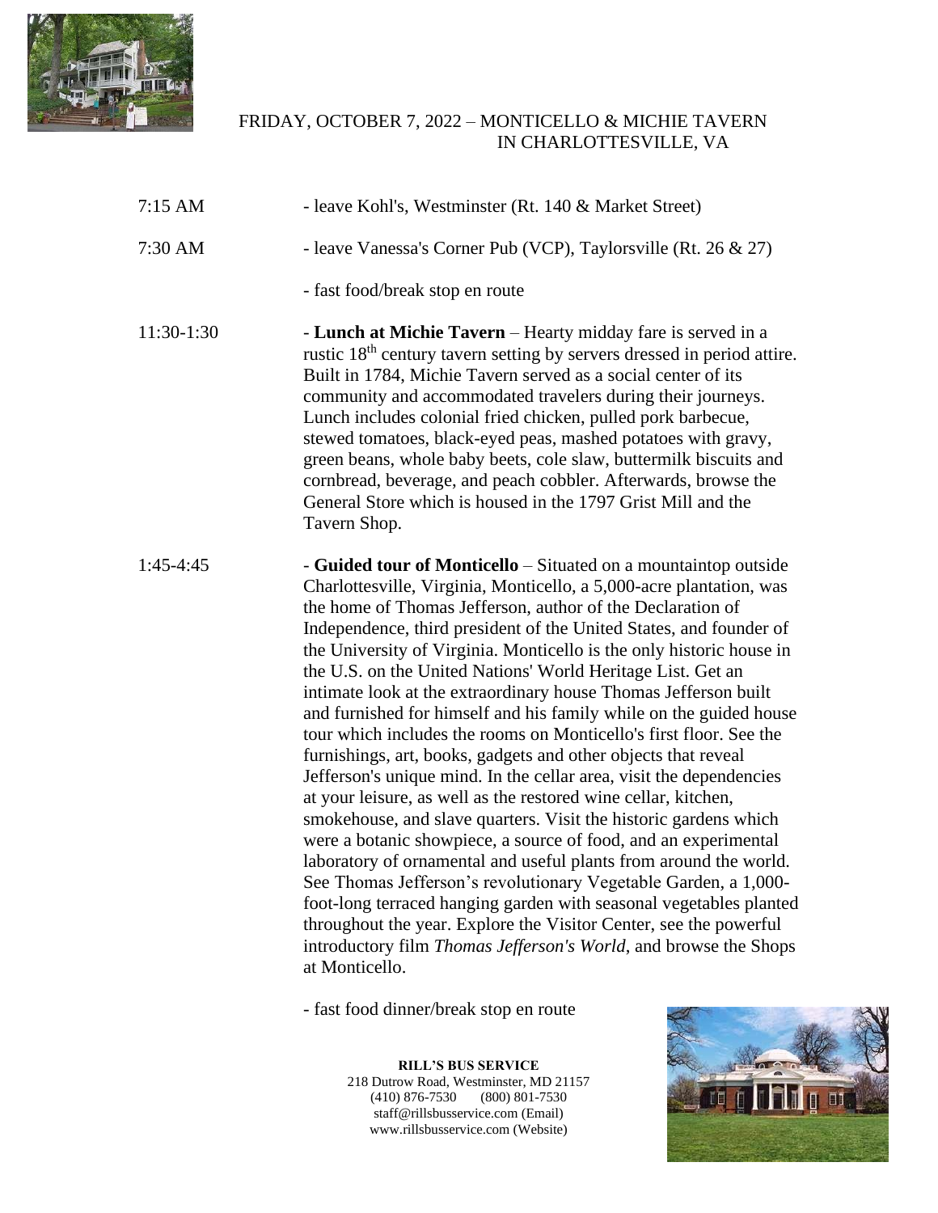# FRIDAY, OCTOBER 7, 2022 – MONTICELLO & MICHIE TAVERN IN CHARLOTTESVILLE, VA

| | |
|---|---|
| 7:15 AM | - leave Kohl's, Westminster (Rt. 140 & Market Street) |
| 7:30 AM | - leave Vanessa's Corner Pub (VCP), Taylorsville (Rt. 26 & 27) |
| | - fast food/break stop en route |
| 11:30-1:30 | - **Lunch at Michie Tavern** – Hearty midday fare is served in a rustic 18th century tavern setting by servers dressed in period attire. Built in 1784, Michie Tavern served as a social center of its community and accommodated travelers during their journeys. Lunch includes colonial fried chicken, pulled pork barbecue, stewed tomatoes, black-eyed peas, mashed potatoes with gravy, green beans, whole baby beets, cole slaw, buttermilk biscuits and cornbread, beverage, and peach cobbler. Afterwards, browse the General Store which is housed in the 1797 Grist Mill and the Tavern Shop. |
| 1:45-4:45 | - **Guided tour of Monticello** – Situated on a mountaintop outside Charlottesville, Virginia, Monticello, a 5,000-acre plantation, was the home of Thomas Jefferson, author of the Declaration of Independence, third president of the United States, and founder of the University of Virginia. Monticello is the only historic house in the U.S. on the United Nations' World Heritage List. Get an intimate look at the extraordinary house Thomas Jefferson built and furnished for himself and his family while on the guided house tour which includes the rooms on Monticello's first floor. See the furnishings, art, books, gadgets and other objects that reveal Jefferson's unique mind. In the cellar area, visit the dependencies at your leisure, as well as the restored wine cellar, kitchen, smokehouse, and slave quarters. Visit the historic gardens which were a botanic showpiece, a source of food, and an experimental laboratory of ornamental and useful plants from around the world. See Thomas Jefferson's revolutionary Vegetable Garden, a 1,000-foot-long terraced hanging garden with seasonal vegetables planted throughout the year. Explore the Visitor Center, see the powerful introductory film *Thomas Jefferson's World*, and browse the Shops at Monticello. |
| | - fast food dinner/break stop en route |

**RILL'S BUS SERVICE**
218 Dutrow Road, Westminster, MD 21157
(410) 876-7530 (800) 801-7530
staff@rillsbusservice.com (Email)
www.rillsbusservice.com (Website)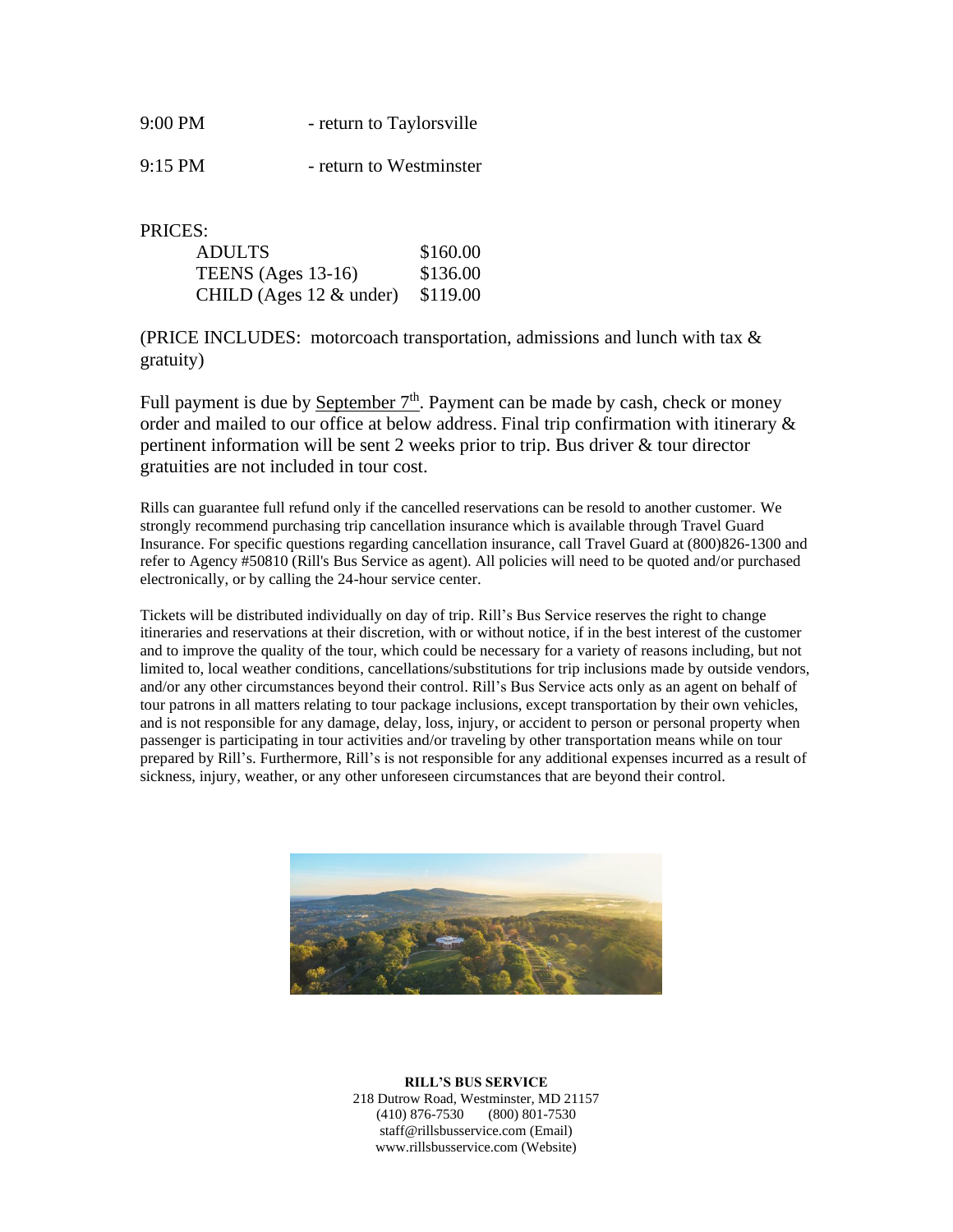9:00 PM - return to Taylorsville

9:15 PM - return to Westminster

PRICES:

| | |
|---|---|
| ADULTS | $160.00 |
| TEENS (Ages 13-16) | $136.00 |
| CHILD (Ages 12 & under) | $119.00 |

(PRICE INCLUDES: motorcoach transportation, admissions and lunch with tax & gratuity)

Full payment is due by September 7th. Payment can be made by cash, check or money order and mailed to our office at below address. Final trip confirmation with itinerary & pertinent information will be sent 2 weeks prior to trip. Bus driver & tour director gratuities are not included in tour cost.

Rills can guarantee full refund only if the cancelled reservations can be resold to another customer. We strongly recommend purchasing trip cancellation insurance which is available through Travel Guard Insurance. For specific questions regarding cancellation insurance, call Travel Guard at (800)826-1300 and refer to Agency #50810 (Rill's Bus Service as agent). All policies will need to be quoted and/or purchased electronically, or by calling the 24-hour service center.

Tickets will be distributed individually on day of trip. Rill's Bus Service reserves the right to change itineraries and reservations at their discretion, with or without notice, if in the best interest of the customer and to improve the quality of the tour, which could be necessary for a variety of reasons including, but not limited to, local weather conditions, cancellations/substitutions for trip inclusions made by outside vendors, and/or any other circumstances beyond their control. Rill's Bus Service acts only as an agent on behalf of tour patrons in all matters relating to tour package inclusions, except transportation by their own vehicles, and is not responsible for any damage, delay, loss, injury, or accident to person or personal property when passenger is participating in tour activities and/or traveling by other transportation means while on tour prepared by Rill's. Furthermore, Rill's is not responsible for any additional expenses incurred as a result of sickness, injury, weather, or any other unforeseen circumstances that are beyond their control.

**RILL'S BUS SERVICE**
218 Dutrow Road, Westminster, MD 21157
(410) 876-7530 (800) 801-7530
staff@rillsbusservice.com (Email)
www.rillsbusservice.com (Website)